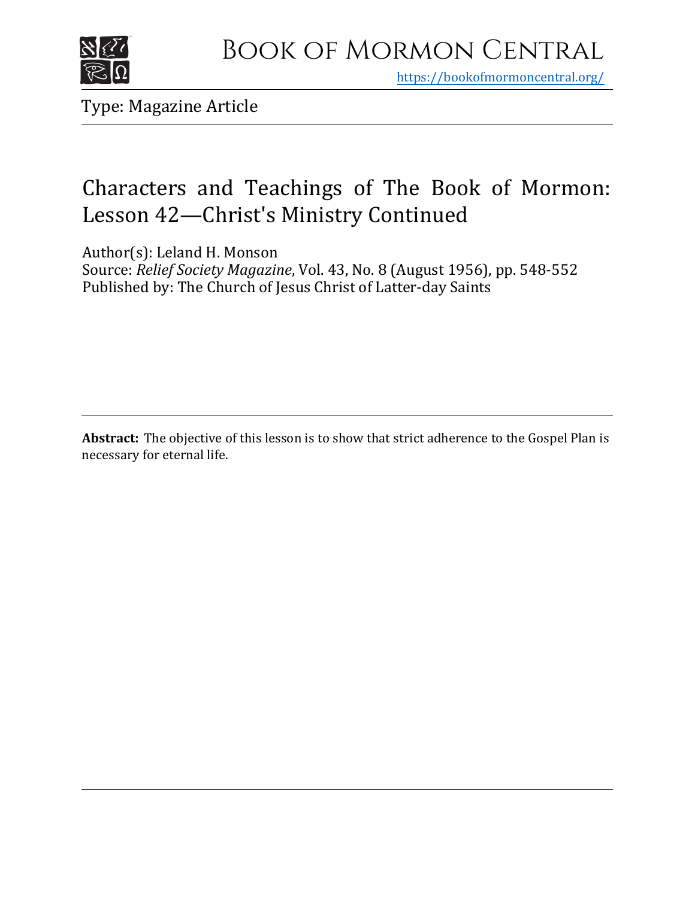# Book of Mormon Central

https://bookofmormoncentral.org/

Type: Magazine Article

## Characters and Teachings of The Book of Mormon: Lesson 42—Christ's Ministry Continued

Author(s): Leland H. Monson
Source: *Relief Society Magazine*, Vol. 43, No. 8 (August 1956), pp. 548-552
Published by: The Church of Jesus Christ of Latter-day Saints

**Abstract:** The objective of this lesson is to show that strict adherence to the Gospel Plan is necessary for eternal life.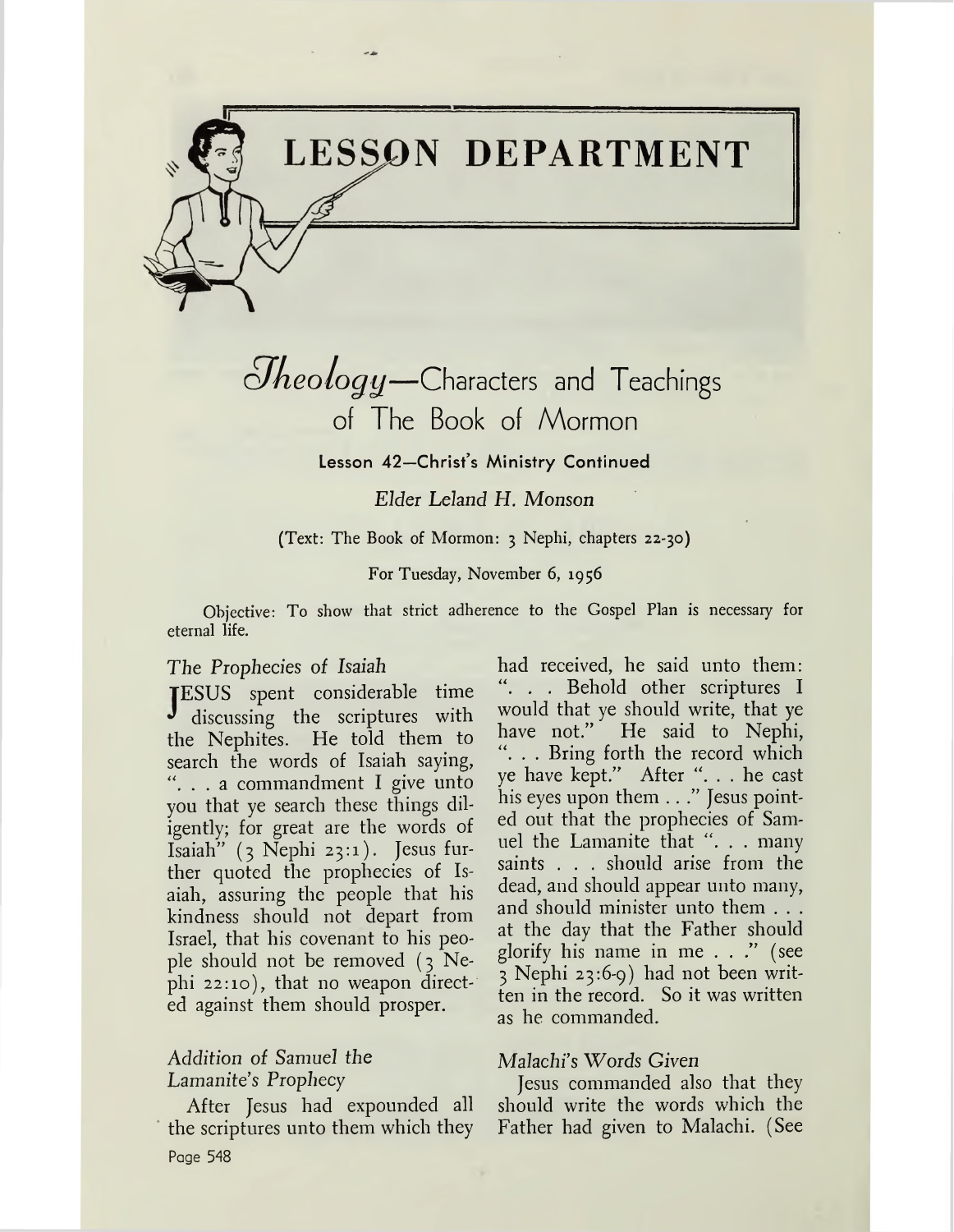# LESSON DEPARTMENT

## *Theology*—Characters and Teachings of The Book of Mormon

### Lesson 42—Christ's Ministry Continued

*Elder Leland H. Monson*

(Text: The Book of Mormon: 3 Nephi, chapters 22-30)

For Tuesday, November 6, 1956

Objective: To show that strict adherence to the Gospel Plan is necessary for eternal life.

*The Prophecies of Isaiah*

JESUS spent considerable time discussing the scriptures with the Nephites. He told them to search the words of Isaiah saying, ". . . a commandment I give unto you that ye search these things diligently; for great are the words of Isaiah" (3 Nephi 23:1). Jesus further quoted the prophecies of Isaiah, assuring the people that his kindness should not depart from Israel, that his covenant to his people should not be removed (3 Nephi 22:10), that no weapon directed against them should prosper.

*Addition of Samuel the Lamanite's Prophecy*

After Jesus had expounded all the scriptures unto them which they had received, he said unto them: ". . . Behold other scriptures I would that ye should write, that ye have not." He said to Nephi, ". . . Bring forth the record which ye have kept." After ". . . he cast his eyes upon them . . ." Jesus pointed out that the prophecies of Samuel the Lamanite that ". . . many saints . . . should arise from the dead, and should appear unto many, and should minister unto them . . . at the day that the Father should glorify his name in me . . ." (see 3 Nephi 23:6-9) had not been written in the record. So it was written as he commanded.

*Malachi's Words Given*

Jesus commanded also that they should write the words which the Father had given to Malachi. (See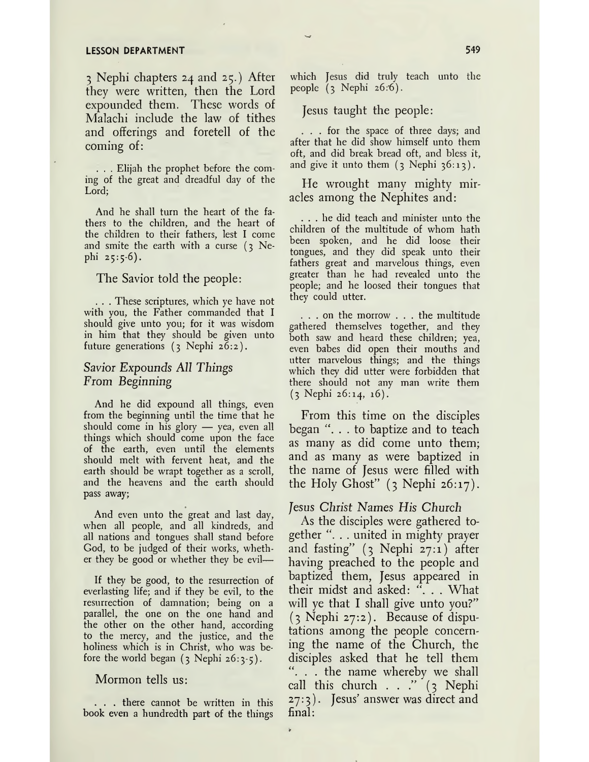3 Nephi chapters 24 and 25.) After they were written, then the Lord expounded them. These words of Malachi include the law of tithes and offerings and foretell of the coming of:

> . . . Elijah the prophet before the coming of the great and dreadful day of the Lord;
>
> And he shall turn the heart of the fathers to the children, and the heart of the children to their fathers, lest I come and smite the earth with a curse (3 Nephi 25:5-6).

The Savior told the people:

> . . . These scriptures, which ye have not with you, the Father commanded that I should give unto you; for it was wisdom in him that they should be given unto future generations (3 Nephi 26:2).

### *Savior Expounds All Things From Beginning*

> And he did expound all things, even from the beginning until the time that he should come in his glory — yea, even all things which should come upon the face of the earth, even until the elements should melt with fervent heat, and the earth should be wrapt together as a scroll, and the heavens and the earth should pass away;
>
> And even unto the great and last day, when all people, and all kindreds, and all nations and tongues shall stand before God, to be judged of their works, whether they be good or whether they be evil—
>
> If they be good, to the resurrection of everlasting life; and if they be evil, to the resurrection of damnation; being on a parallel, the one on the one hand and the other on the other hand, according to the mercy, and the justice, and the holiness which is in Christ, who was before the world began (3 Nephi 26:3-5).

Mormon tells us:

> . . . there cannot be written in this book even a hundredth part of the things which Jesus did truly teach unto the people (3 Nephi 26:6).

Jesus taught the people:

> . . . for the space of three days; and after that he did show himself unto them oft, and did break bread oft, and bless it, and give it unto them (3 Nephi 36:13).

He wrought many mighty miracles among the Nephites and:

> . . . he did teach and minister unto the children of the multitude of whom hath been spoken, and he did loose their tongues, and they did speak unto their fathers great and marvelous things, even greater than he had revealed unto the people; and he loosed their tongues that they could utter.
>
> . . . on the morrow . . . the multitude gathered themselves together, and they both saw and heard these children; yea, even babes did open their mouths and utter marvelous things; and the things which they did utter were forbidden that there should not any man write them (3 Nephi 26:14, 16).

From this time on the disciples began ". . . to baptize and to teach as many as did come unto them; and as many as were baptized in the name of Jesus were filled with the Holy Ghost" (3 Nephi 26:17).

### *Jesus Christ Names His Church*

As the disciples were gathered together ". . . united in mighty prayer and fasting" (3 Nephi 27:1) after having preached to the people and baptized them, Jesus appeared in their midst and asked: ". . . What will ye that I shall give unto you?" (3 Nephi 27:2). Because of disputations among the people concerning the name of the Church, the disciples asked that he tell them ". . . the name whereby we shall call this church . . ." (3 Nephi 27:3). Jesus' answer was direct and final: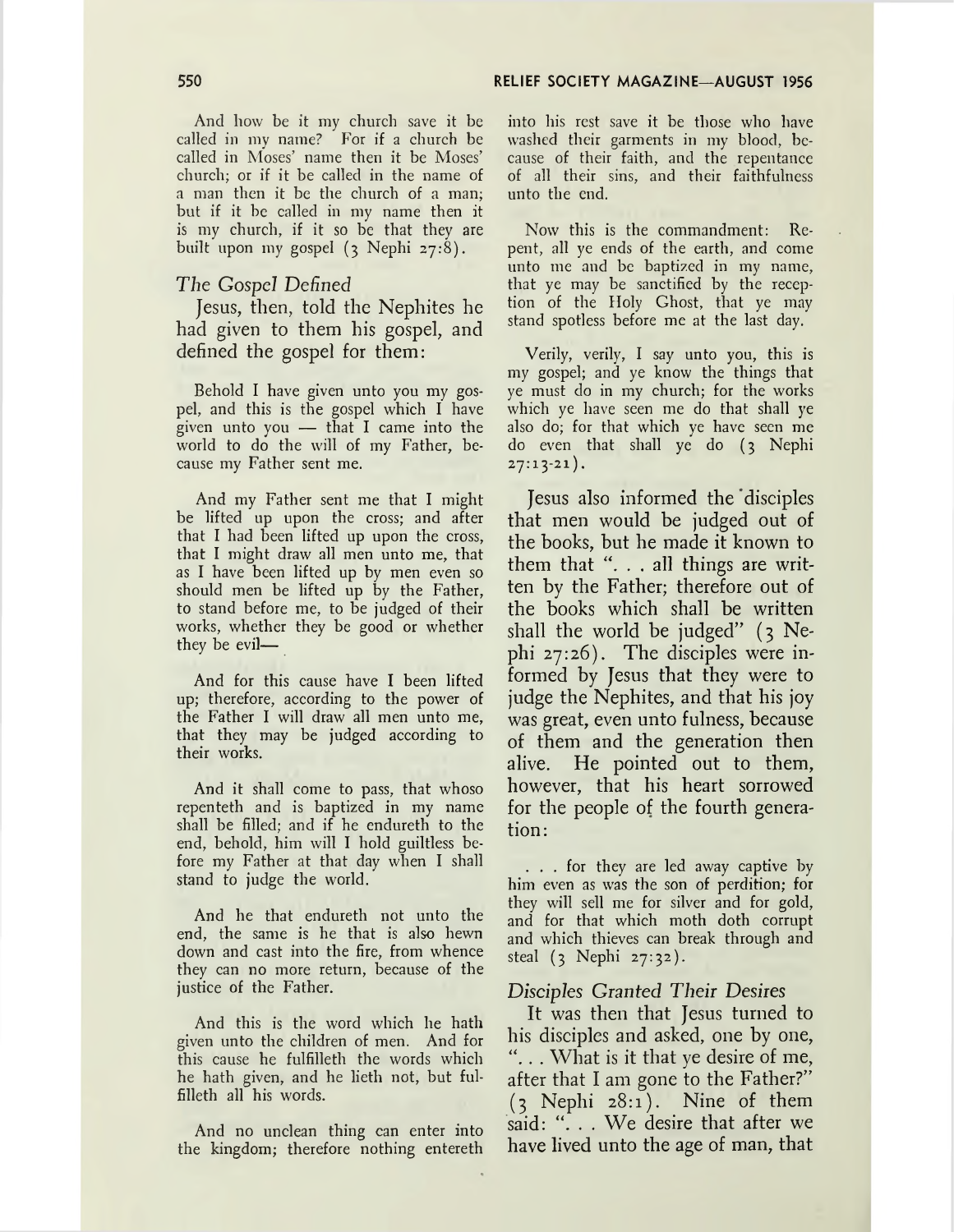And how be it my church save it be called in my name? For if a church be called in Moses' name then it be Moses' church; or if it be called in the name of a man then it be the church of a man; but if it be called in my name then it is my church, if it so be that they are built upon my gospel (3 Nephi 27:8).

*The Gospel Defined*

Jesus, then, told the Nephites he had given to them his gospel, and defined the gospel for them:

> Behold I have given unto you my gospel, and this is the gospel which I have given unto you — that I came into the world to do the will of my Father, because my Father sent me.
>
> And my Father sent me that I might be lifted up upon the cross; and after that I had been lifted up upon the cross, that I might draw all men unto me, that as I have been lifted up by men even so should men be lifted up by the Father, to stand before me, to be judged of their works, whether they be good or whether they be evil—
>
> And for this cause have I been lifted up; therefore, according to the power of the Father I will draw all men unto me, that they may be judged according to their works.
>
> And it shall come to pass, that whoso repenteth and is baptized in my name shall be filled; and if he endureth to the end, behold, him will I hold guiltless before my Father at that day when I shall stand to judge the world.
>
> And he that endureth not unto the end, the same is he that is also hewn down and cast into the fire, from whence they can no more return, because of the justice of the Father.
>
> And this is the word which he hath given unto the children of men. And for this cause he fulfilleth the words which he hath given, and he lieth not, but fulfilleth all his words.
>
> And no unclean thing can enter into the kingdom; therefore nothing entereth into his rest save it be those who have washed their garments in my blood, because of their faith, and the repentance of all their sins, and their faithfulness unto the end.
>
> Now this is the commandment: Repent, all ye ends of the earth, and come unto me and be baptized in my name, that ye may be sanctified by the reception of the Holy Ghost, that ye may stand spotless before me at the last day.
>
> Verily, verily, I say unto you, this is my gospel; and ye know the things that ye must do in my church; for the works which ye have seen me do that shall ye also do; for that which ye have seen me do even that shall ye do (3 Nephi 27:13-21).

Jesus also informed the disciples that men would be judged out of the books, but he made it known to them that ". . . all things are written by the Father; therefore out of the books which shall be written shall the world be judged" (3 Nephi 27:26). The disciples were informed by Jesus that they were to judge the Nephites, and that his joy was great, even unto fulness, because of them and the generation then alive. He pointed out to them, however, that his heart sorrowed for the people of the fourth generation:

> . . . for they are led away captive by him even as was the son of perdition; for they will sell me for silver and for gold, and for that which moth doth corrupt and which thieves can break through and steal (3 Nephi 27:32).

*Disciples Granted Their Desires*

It was then that Jesus turned to his disciples and asked, one by one, ". . . What is it that ye desire of me, after that I am gone to the Father?" (3 Nephi 28:1). Nine of them said: ". . . We desire that after we have lived unto the age of man, that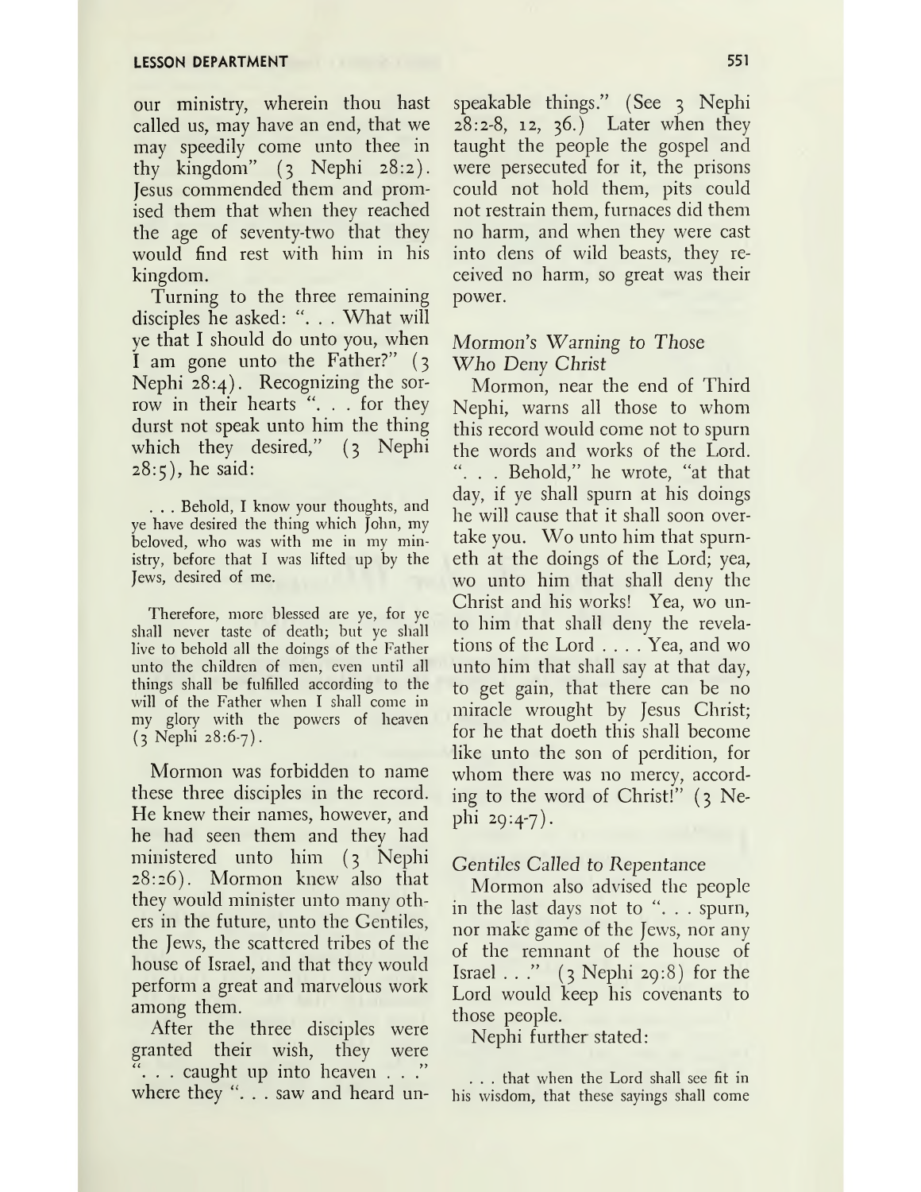our ministry, wherein thou hast called us, may have an end, that we may speedily come unto thee in thy kingdom" (3 Nephi 28:2). Jesus commended them and promised them that when they reached the age of seventy-two that they would find rest with him in his kingdom.

Turning to the three remaining disciples he asked: ". . . What will ye that I should do unto you, when I am gone unto the Father?" (3 Nephi 28:4). Recognizing the sorrow in their hearts ". . . for they durst not speak unto him the thing which they desired," (3 Nephi 28:5), he said:

> . . . Behold, I know your thoughts, and ye have desired the thing which John, my beloved, who was with me in my ministry, before that I was lifted up by the Jews, desired of me.
>
> Therefore, more blessed are ye, for ye shall never taste of death; but ye shall live to behold all the doings of the Father unto the children of men, even until all things shall be fulfilled according to the will of the Father when I shall come in my glory with the powers of heaven (3 Nephi 28:6-7).

Mormon was forbidden to name these three disciples in the record. He knew their names, however, and he had seen them and they had ministered unto him (3 Nephi 28:26). Mormon knew also that they would minister unto many others in the future, unto the Gentiles, the Jews, the scattered tribes of the house of Israel, and that they would perform a great and marvelous work among them.

After the three disciples were granted their wish, they were ". . . caught up into heaven . . ." where they ". . . saw and heard unspeakable things." (See 3 Nephi 28:2-8, 12, 36.) Later when they taught the people the gospel and were persecuted for it, the prisons could not hold them, pits could not restrain them, furnaces did them no harm, and when they were cast into dens of wild beasts, they received no harm, so great was their power.

*Mormon's Warning to Those Who Deny Christ*

Mormon, near the end of Third Nephi, warns all those to whom this record would come not to spurn the words and works of the Lord. ". . . Behold," he wrote, "at that day, if ye shall spurn at his doings he will cause that it shall soon overtake you. Wo unto him that spurneth at the doings of the Lord; yea, wo unto him that shall deny the Christ and his works! Yea, wo unto him that shall deny the revelations of the Lord . . . . Yea, and wo unto him that shall say at that day, to get gain, that there can be no miracle wrought by Jesus Christ; for he that doeth this shall become like unto the son of perdition, for whom there was no mercy, according to the word of Christ!" (3 Nephi 29:4-7).

*Gentiles Called to Repentance*

Mormon also advised the people in the last days not to ". . . spurn, nor make game of the Jews, nor any of the remnant of the house of Israel . . ." (3 Nephi 29:8) for the Lord would keep his covenants to those people.

Nephi further stated:

> . . . that when the Lord shall see fit in his wisdom, that these sayings shall come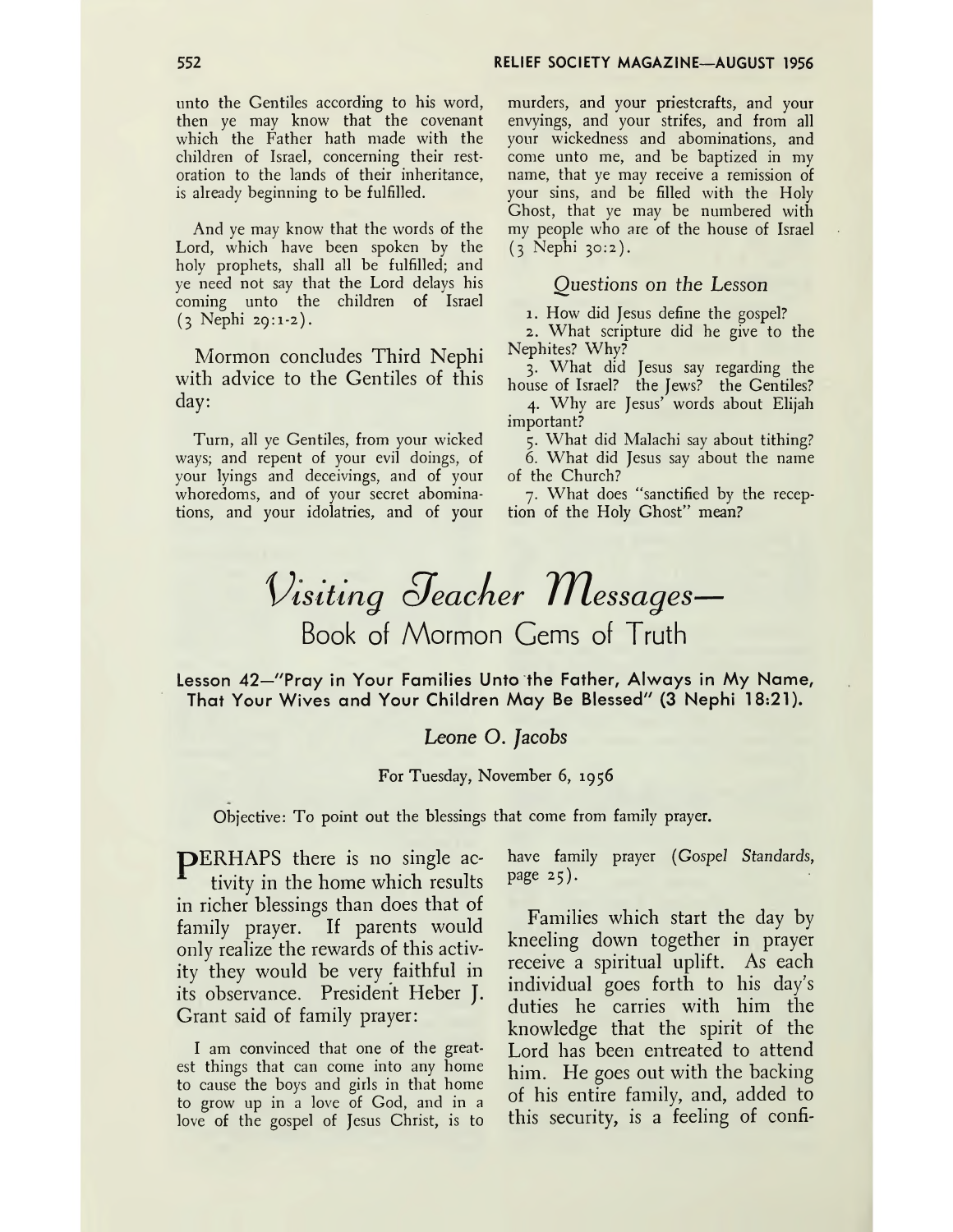unto the Gentiles according to his word, then ye may know that the covenant which the Father hath made with the children of Israel, concerning their restoration to the lands of their inheritance, is already beginning to be fulfilled.

And ye may know that the words of the Lord, which have been spoken by the holy prophets, shall all be fulfilled; and ye need not say that the Lord delays his coming unto the children of Israel (3 Nephi 29:1-2).

Mormon concludes Third Nephi with advice to the Gentiles of this day:

Turn, all ye Gentiles, from your wicked ways; and repent of your evil doings, of your lyings and deceivings, and of your whoredoms, and of your secret abominations, and your idolatries, and of your murders, and your priestcrafts, and your envyings, and your strifes, and from all your wickedness and abominations, and come unto me, and be baptized in my name, that ye may receive a remission of your sins, and be filled with the Holy Ghost, that ye may be numbered with my people who are of the house of Israel (3 Nephi 30:2).

### *Questions on the Lesson*

1. How did Jesus define the gospel?
2. What scripture did he give to the Nephites? Why?
3. What did Jesus say regarding the house of Israel? the Jews? the Gentiles?
4. Why are Jesus' words about Elijah important?
5. What did Malachi say about tithing?
6. What did Jesus say about the name of the Church?
7. What does "sanctified by the reception of the Holy Ghost" mean?

# *Visiting Teacher Messages—*
## Book of Mormon Gems of Truth

**Lesson 42—"Pray in Your Families Unto the Father, Always in My Name, That Your Wives and Your Children May Be Blessed" (3 Nephi 18:21).**

*Leone O. Jacobs*

For Tuesday, November 6, 1956

Objective: To point out the blessings that come from family prayer.

PERHAPS there is no single activity in the home which results in richer blessings than does that of family prayer. If parents would only realize the rewards of this activity they would be very faithful in its observance. President Heber J. Grant said of family prayer:

I am convinced that one of the greatest things that can come into any home to cause the boys and girls in that home to grow up in a love of God, and in a love of the gospel of Jesus Christ, is to have family prayer (*Gospel Standards*, page 25).

Families which start the day by kneeling down together in prayer receive a spiritual uplift. As each individual goes forth to his day's duties he carries with him the knowledge that the spirit of the Lord has been entreated to attend him. He goes out with the backing of his entire family, and, added to this security, is a feeling of confi-